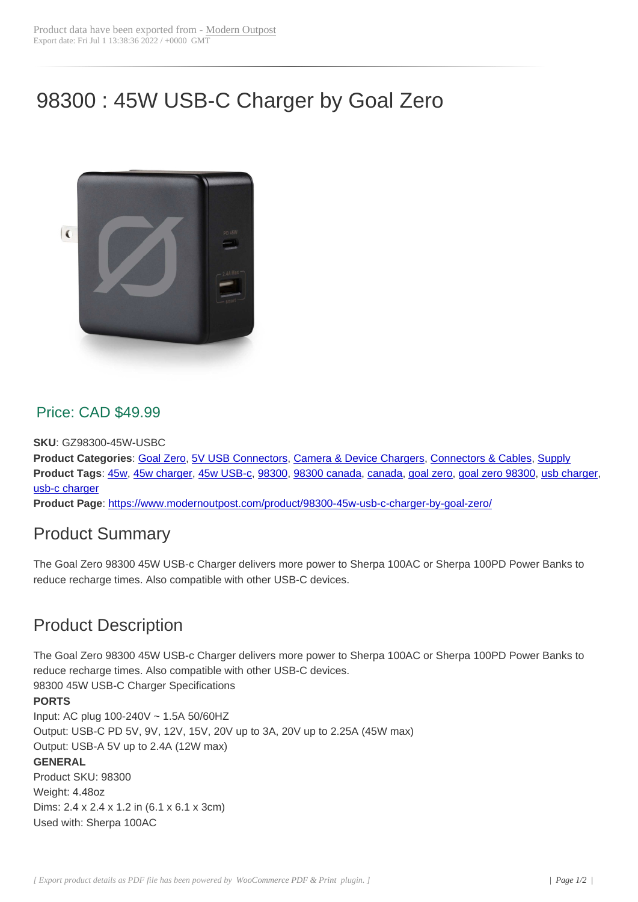Product data have been exported from - Modern Outpost
Export date: Fri Jul 1 13:38:36 2022 / +0000 GMT

# 98300 : 45W USB-C Charger by Goal Zero

## Price: CAD $49.99

**SKU**: GZ98300-45W-USBC
**Product Categories**: Goal Zero, 5V USB Connectors, Camera & Device Chargers, Connectors & Cables, Supply
**Product Tags**: 45w, 45w charger, 45w USB-c, 98300, 98300 canada, canada, goal zero, goal zero 98300, usb charger, usb-c charger
**Product Page**: https://www.modernoutpost.com/product/98300-45w-usb-c-charger-by-goal-zero/

## Product Summary

The Goal Zero 98300 45W USB-c Charger delivers more power to Sherpa 100AC or Sherpa 100PD Power Banks to reduce recharge times. Also compatible with other USB-C devices.

## Product Description

The Goal Zero 98300 45W USB-c Charger delivers more power to Sherpa 100AC or Sherpa 100PD Power Banks to reduce recharge times. Also compatible with other USB-C devices.
98300 45W USB-C Charger Specifications

**PORTS**

Input: AC plug 100-240V ~ 1.5A 50/60HZ
Output: USB-C PD 5V, 9V, 12V, 15V, 20V up to 3A, 20V up to 2.25A (45W max)
Output: USB-A 5V up to 2.4A (12W max)

**GENERAL**

Product SKU: 98300
Weight: 4.48oz
Dims: 2.4 x 2.4 x 1.2 in (6.1 x 6.1 x 3cm)
Used with: Sherpa 100AC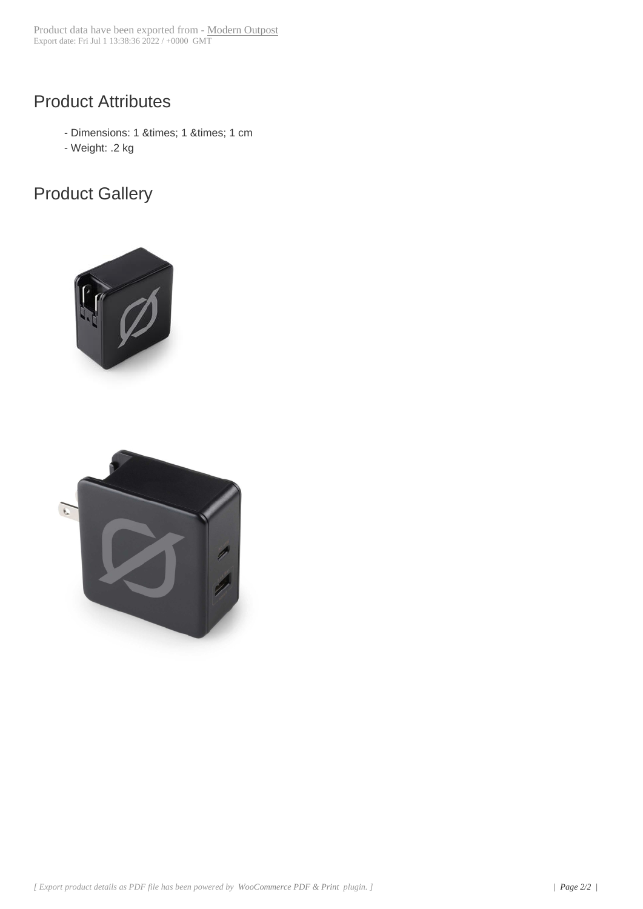## Product Attributes

- Dimensions: 1 &times; 1 &times; 1 cm
- Weight: .2 kg

## Product Gallery